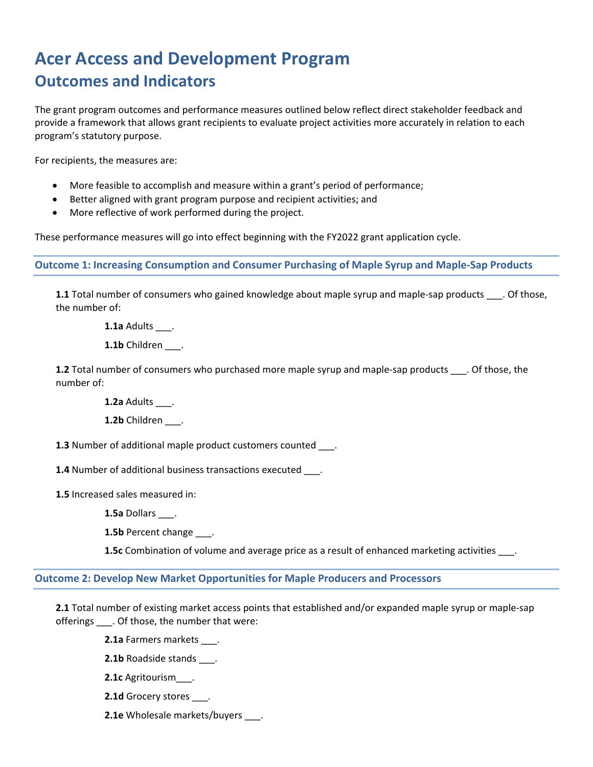# Acer Access and Development Program

## Outcomes and Indicators

The grant program outcomes and performance measures outlined below reflect direct stakeholder feedback and provide a framework that allows grant recipients to evaluate project activities more accurately in relation to each program's statutory purpose.

For recipients, the measures are:

- More feasible to accomplish and measure within a grant's period of performance;
- Better aligned with grant program purpose and recipient activities; and
- More reflective of work performed during the project.

These performance measures will go into effect beginning with the FY2022 grant application cycle.

### Outcome 1: Increasing Consumption and Consumer Purchasing of Maple Syrup and Maple-Sap Products

**1.1** Total number of consumers who gained knowledge about maple syrup and maple-sap products ___. Of those, the number of:

> **1.1a** Adults ___.
>
> **1.1b** Children ___.

**1.2** Total number of consumers who purchased more maple syrup and maple-sap products ___. Of those, the number of:

> **1.2a** Adults ___.
>
> **1.2b** Children ___.

**1.3** Number of additional maple product customers counted ___.

**1.4** Number of additional business transactions executed ___.

**1.5** Increased sales measured in:

> **1.5a** Dollars ___.
>
> **1.5b** Percent change ___.
>
> **1.5c** Combination of volume and average price as a result of enhanced marketing activities ___.

### Outcome 2: Develop New Market Opportunities for Maple Producers and Processors

**2.1** Total number of existing market access points that established and/or expanded maple syrup or maple-sap offerings ___. Of those, the number that were:

> **2.1a** Farmers markets ___.
>
> **2.1b** Roadside stands ___.
>
> **2.1c** Agritourism___.
>
> **2.1d** Grocery stores ___.
>
> **2.1e** Wholesale markets/buyers ___.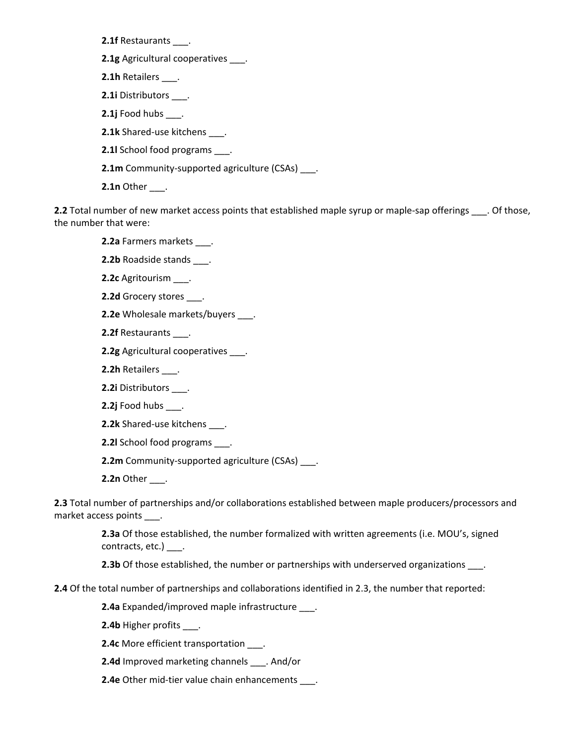**2.1f** Restaurants ___.

**2.1g** Agricultural cooperatives ___.

**2.1h** Retailers ___.

**2.1i** Distributors ___.

**2.1j** Food hubs ___.

**2.1k** Shared-use kitchens ___.

**2.1l** School food programs ___.

**2.1m** Community-supported agriculture (CSAs) ___.

**2.1n** Other ___.

**2.2** Total number of new market access points that established maple syrup or maple-sap offerings ___. Of those, the number that were:

**2.2a** Farmers markets ___.

**2.2b** Roadside stands ___.

**2.2c** Agritourism ___.

**2.2d** Grocery stores ___.

**2.2e** Wholesale markets/buyers ___.

**2.2f** Restaurants ___.

**2.2g** Agricultural cooperatives ___.

**2.2h** Retailers ___.

**2.2i** Distributors ___.

**2.2j** Food hubs ___.

**2.2k** Shared-use kitchens ___.

**2.2l** School food programs ___.

**2.2m** Community-supported agriculture (CSAs) ___.

**2.2n** Other ___.

**2.3** Total number of partnerships and/or collaborations established between maple producers/processors and market access points ___.

**2.3a** Of those established, the number formalized with written agreements (i.e. MOU's, signed contracts, etc.) ___.

**2.3b** Of those established, the number or partnerships with underserved organizations ___.

**2.4** Of the total number of partnerships and collaborations identified in 2.3, the number that reported:

**2.4a** Expanded/improved maple infrastructure ___.

**2.4b** Higher profits ___.

**2.4c** More efficient transportation ___.

**2.4d** Improved marketing channels ___. And/or

**2.4e** Other mid-tier value chain enhancements ___.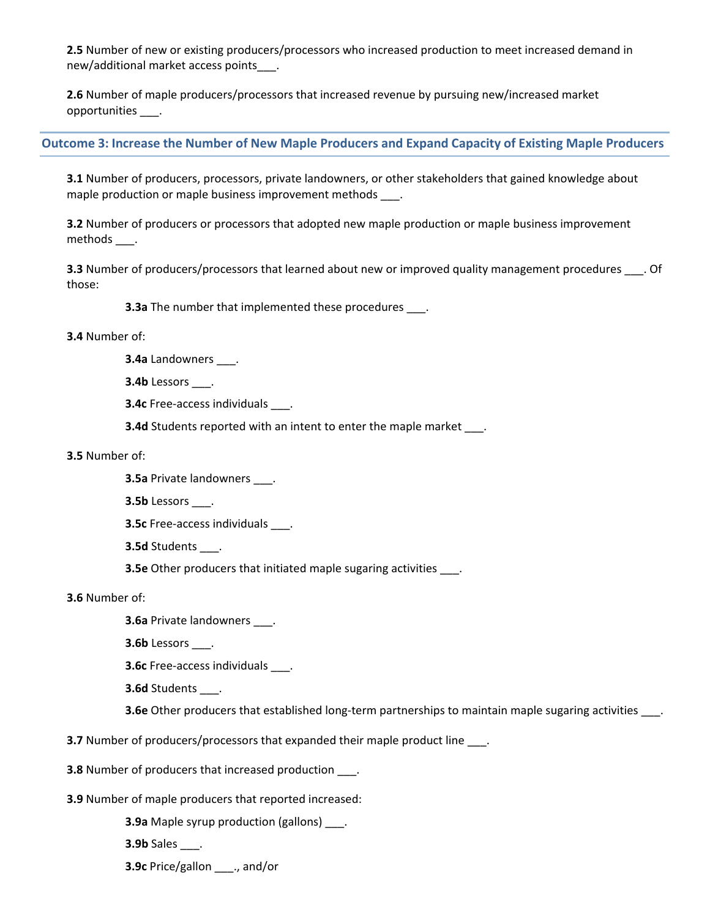**2.5** Number of new or existing producers/processors who increased production to meet increased demand in new/additional market access points___.

**2.6** Number of maple producers/processors that increased revenue by pursuing new/increased market opportunities ___.

## Outcome 3: Increase the Number of New Maple Producers and Expand Capacity of Existing Maple Producers

**3.1** Number of producers, processors, private landowners, or other stakeholders that gained knowledge about maple production or maple business improvement methods ___.

**3.2** Number of producers or processors that adopted new maple production or maple business improvement methods ___.

**3.3** Number of producers/processors that learned about new or improved quality management procedures ___. Of those:

> **3.3a** The number that implemented these procedures ___.

**3.4** Number of:

> **3.4a** Landowners ___.
>
> **3.4b** Lessors ___.
>
> **3.4c** Free-access individuals ___.
>
> **3.4d** Students reported with an intent to enter the maple market ___.

**3.5** Number of:

> **3.5a** Private landowners ___.
>
> **3.5b** Lessors ___.
>
> **3.5c** Free-access individuals ___.
>
> **3.5d** Students ___.
>
> **3.5e** Other producers that initiated maple sugaring activities ___.

**3.6** Number of:

> **3.6a** Private landowners ___.
>
> **3.6b** Lessors ___.
>
> **3.6c** Free-access individuals ___.
>
> **3.6d** Students ___.
>
> **3.6e** Other producers that established long-term partnerships to maintain maple sugaring activities ___.

**3.7** Number of producers/processors that expanded their maple product line ___.

**3.8** Number of producers that increased production ___.

**3.9** Number of maple producers that reported increased:

> **3.9a** Maple syrup production (gallons) ___.
>
> **3.9b** Sales ___.
>
> **3.9c** Price/gallon ___., and/or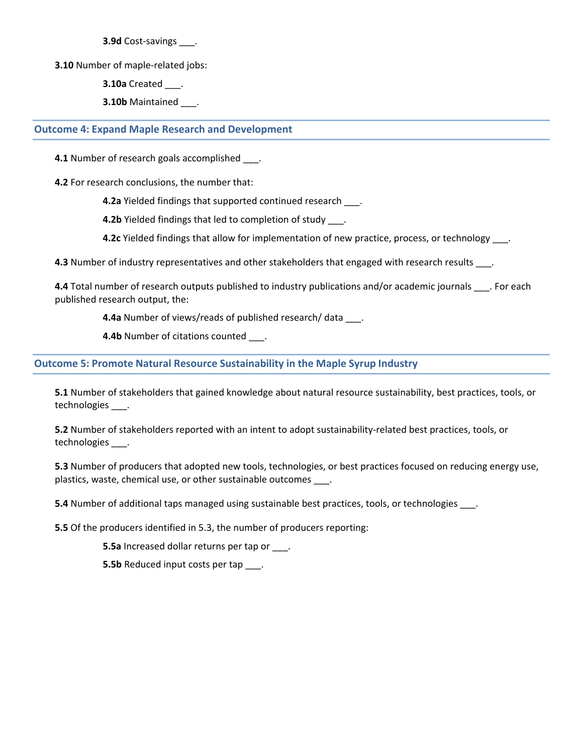**3.9d** Cost-savings ___.

**3.10** Number of maple-related jobs:

**3.10a** Created ___.

**3.10b** Maintained ___.

## Outcome 4: Expand Maple Research and Development

**4.1** Number of research goals accomplished ___.

**4.2** For research conclusions, the number that:

**4.2a** Yielded findings that supported continued research ___.

**4.2b** Yielded findings that led to completion of study ___.

**4.2c** Yielded findings that allow for implementation of new practice, process, or technology ___.

**4.3** Number of industry representatives and other stakeholders that engaged with research results ___.

**4.4** Total number of research outputs published to industry publications and/or academic journals ___. For each published research output, the:

**4.4a** Number of views/reads of published research/ data ___.

**4.4b** Number of citations counted ___.

## Outcome 5: Promote Natural Resource Sustainability in the Maple Syrup Industry

**5.1** Number of stakeholders that gained knowledge about natural resource sustainability, best practices, tools, or technologies ___.

**5.2** Number of stakeholders reported with an intent to adopt sustainability-related best practices, tools, or technologies ___.

**5.3** Number of producers that adopted new tools, technologies, or best practices focused on reducing energy use, plastics, waste, chemical use, or other sustainable outcomes ___.

**5.4** Number of additional taps managed using sustainable best practices, tools, or technologies ___.

**5.5** Of the producers identified in 5.3, the number of producers reporting:

**5.5a** Increased dollar returns per tap or ___.

**5.5b** Reduced input costs per tap ___.